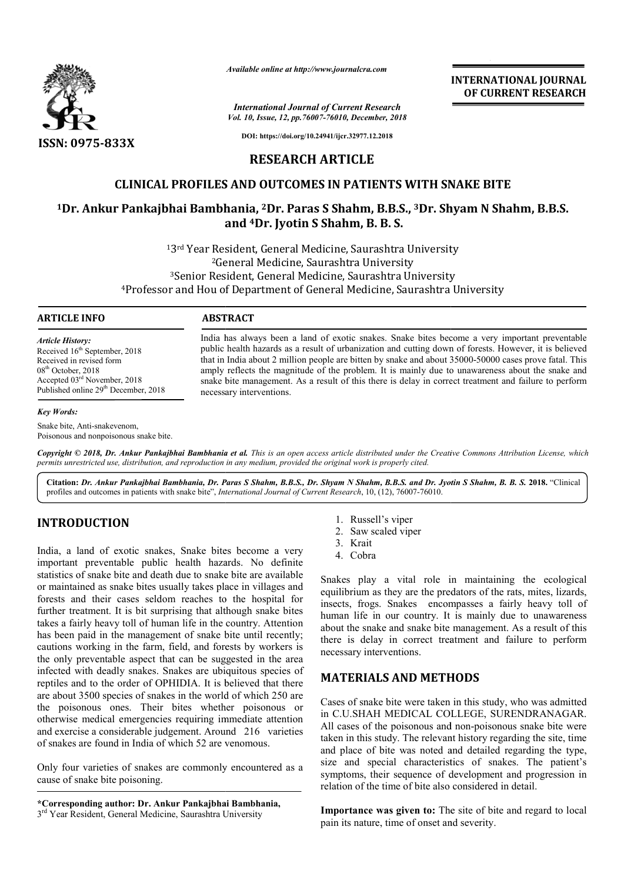*Available online at http://www.journalcra.com*

*International Journal of Current Research*
*Vol. 10, Issue, 12, pp.76007-76010, December, 2018*

**DOI: https://doi.org/10.24941/ijcr.32977.12.2018**

**INTERNATIONAL JOURNAL OF CURRENT RESEARCH**

**ISSN: 0975-833X**

# RESEARCH ARTICLE

## CLINICAL PROFILES AND OUTCOMES IN PATIENTS WITH SNAKE BITE

**[1]Dr. Ankur Pankajbhai Bambhania, [2]Dr. Paras S Shahm, B.B.S., [3]Dr. Shyam N Shahm, B.B.S. and [4]Dr. Jyotin S Shahm, B. B. S.**

[1]3rd Year Resident, General Medicine, Saurashtra University
[2]General Medicine, Saurashtra University
[3]Senior Resident, General Medicine, Saurashtra University
[4]Professor and Hou of Department of General Medicine, Saurashtra University

### ARTICLE INFO

*Article History:*
Received 16th September, 2018
Received in revised form
08th October, 2018
Accepted 03rd November, 2018
Published online 29th December, 2018

*Key Words:*
Snake bite, Anti-snakevenom, Poisonous and nonpoisonous snake bite.

### ABSTRACT

India has always been a land of exotic snakes. Snake bites become a very important preventable public health hazards as a result of urbanization and cutting down of forests. However, it is believed that in India about 2 million people are bitten by snake and about 35000-50000 cases prove fatal. This amply reflects the magnitude of the problem. It is mainly due to unawareness about the snake and snake bite management. As a result of this there is delay in correct treatment and failure to perform necessary interventions.

*Copyright © 2018, Dr. Ankur Pankajbhai Bambhania et al. This is an open access article distributed under the Creative Commons Attribution License, which permits unrestricted use, distribution, and reproduction in any medium, provided the original work is properly cited.*

**Citation:** *Dr. Ankur Pankajbhai Bambhania, Dr. Paras S Shahm, B.B.S., Dr. Shyam N Shahm, B.B.S. and Dr. Jyotin S Shahm, B. B. S.* **2018.** "Clinical profiles and outcomes in patients with snake bite", *International Journal of Current Research*, 10, (12), 76007-76010.

## INTRODUCTION

India, a land of exotic snakes, Snake bites become a very important preventable public health hazards. No definite statistics of snake bite and death due to snake bite are available or maintained as snake bites usually takes place in villages and forests and their cases seldom reaches to the hospital for further treatment. It is bit surprising that although snake bites takes a fairly heavy toll of human life in the country. Attention has been paid in the management of snake bite until recently; cautions working in the farm, field, and forests by workers is the only preventable aspect that can be suggested in the area infected with deadly snakes. Snakes are ubiquitous species of reptiles and to the order of OPHIDIA. It is believed that there are about 3500 species of snakes in the world of which 250 are the poisonous ones. Their bites whether poisonous or otherwise medical emergencies requiring immediate attention and exercise a considerable judgement. Around 216 varieties of snakes are found in India of which 52 are venomous.

Only four varieties of snakes are commonly encountered as a cause of snake bite poisoning.

1. Russell's viper
2. Saw scaled viper
3. Krait
4. Cobra

Snakes play a vital role in maintaining the ecological equilibrium as they are the predators of the rats, mites, lizards, insects, frogs. Snakes encompasses a fairly heavy toll of human life in our country. It is mainly due to unawareness about the snake and snake bite management. As a result of this there is delay in correct treatment and failure to perform necessary interventions.

## MATERIALS AND METHODS

Cases of snake bite were taken in this study, who was admitted in C.U.SHAH MEDICAL COLLEGE, SURENDRANAGAR. All cases of the poisonous and non-poisonous snake bite were taken in this study. The relevant history regarding the site, time and place of bite was noted and detailed regarding the type, size and special characteristics of snakes. The patient's symptoms, their sequence of development and progression in relation of the time of bite also considered in detail.

**Importance was given to:** The site of bite and regard to local pain its nature, time of onset and severity.

**\*Corresponding author: Dr. Ankur Pankajbhai Bambhania,**
3rd Year Resident, General Medicine, Saurashtra University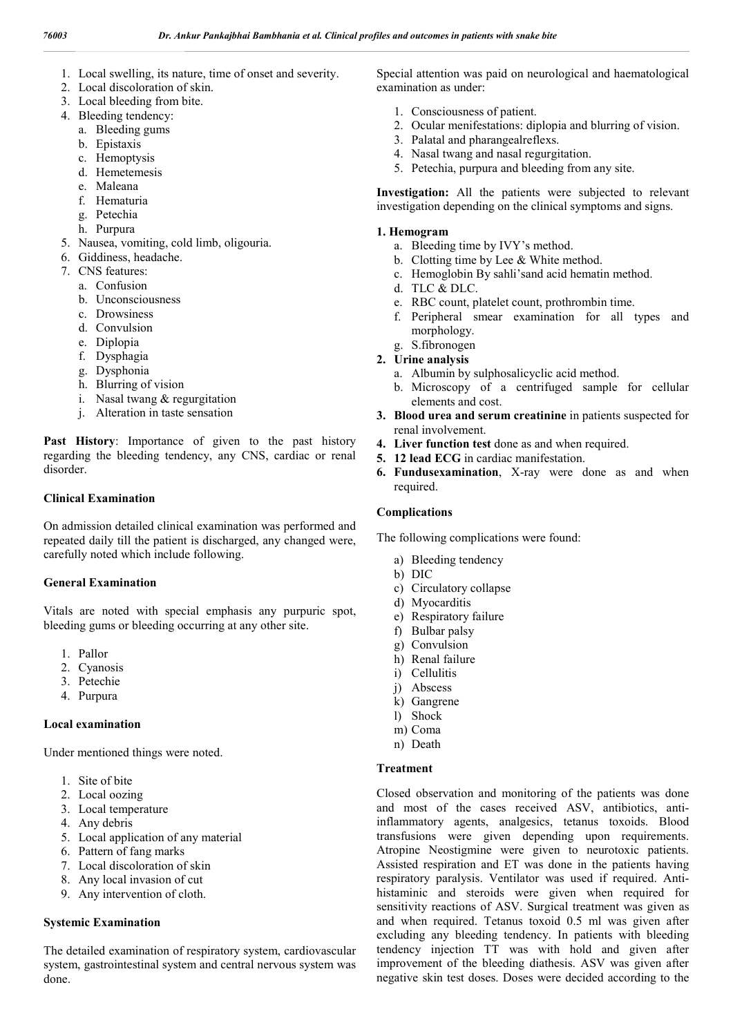1. Local swelling, its nature, time of onset and severity.
2. Local discoloration of skin.
3. Local bleeding from bite.
4. Bleeding tendency:
   a. Bleeding gums
   b. Epistaxis
   c. Hemoptysis
   d. Hemetemesis
   e. Maleana
   f. Hematuria
   g. Petechia
   h. Purpura
5. Nausea, vomiting, cold limb, oligouria.
6. Giddiness, headache.
7. CNS features:
   a. Confusion
   b. Unconsciousness
   c. Drowsiness
   d. Convulsion
   e. Diplopia
   f. Dysphagia
   g. Dysphonia
   h. Blurring of vision
   i. Nasal twang & regurgitation
   j. Alteration in taste sensation

**Past History**: Importance of given to the past history regarding the bleeding tendency, any CNS, cardiac or renal disorder.

### Clinical Examination

On admission detailed clinical examination was performed and repeated daily till the patient is discharged, any changed were, carefully noted which include following.

### General Examination

Vitals are noted with special emphasis any purpuric spot, bleeding gums or bleeding occurring at any other site.

1. Pallor
2. Cyanosis
3. Petechie
4. Purpura

### Local examination

Under mentioned things were noted.

1. Site of bite
2. Local oozing
3. Local temperature
4. Any debris
5. Local application of any material
6. Pattern of fang marks
7. Local discoloration of skin
8. Any local invasion of cut
9. Any intervention of cloth.

### Systemic Examination

The detailed examination of respiratory system, cardiovascular system, gastrointestinal system and central nervous system was done.

Special attention was paid on neurological and haematological examination as under:

1. Consciousness of patient.
2. Ocular menifestations: diplopia and blurring of vision.
3. Palatal and pharangealreflexs.
4. Nasal twang and nasal regurgitation.
5. Petechia, purpura and bleeding from any site.

**Investigation:** All the patients were subjected to relevant investigation depending on the clinical symptoms and signs.

**1. Hemogram**

a. Bleeding time by IVY's method.
b. Clotting time by Lee & White method.
c. Hemoglobin By sahli'sand acid hematin method.
d. TLC & DLC.
e. RBC count, platelet count, prothrombin time.
f. Peripheral smear examination for all types and morphology.
g. S.fibronogen

**2. Urine analysis**

a. Albumin by sulphosalicyclic acid method.
b. Microscopy of a centrifuged sample for cellular elements and cost.

**3. Blood urea and serum creatinine** in patients suspected for renal involvement.

**4. Liver function test** done as and when required.

**5. 12 lead ECG** in cardiac manifestation.

**6. Fundusexamination**, X-ray were done as and when required.

### Complications

The following complications were found:

a) Bleeding tendency
b) DIC
c) Circulatory collapse
d) Myocarditis
e) Respiratory failure
f) Bulbar palsy
g) Convulsion
h) Renal failure
i) Cellulitis
j) Abscess
k) Gangrene
l) Shock
m) Coma
n) Death

### Treatment

Closed observation and monitoring of the patients was done and most of the cases received ASV, antibiotics, anti-inflammatory agents, analgesics, tetanus toxoids. Blood transfusions were given depending upon requirements. Atropine Neostigmine were given to neurotoxic patients. Assisted respiration and ET was done in the patients having respiratory paralysis. Ventilator was used if required. Anti-histaminic and steroids were given when required for sensitivity reactions of ASV. Surgical treatment was given as and when required. Tetanus toxoid 0.5 ml was given after excluding any bleeding tendency. In patients with bleeding tendency injection TT was with hold and given after improvement of the bleeding diathesis. ASV was given after negative skin test doses. Doses were decided according to the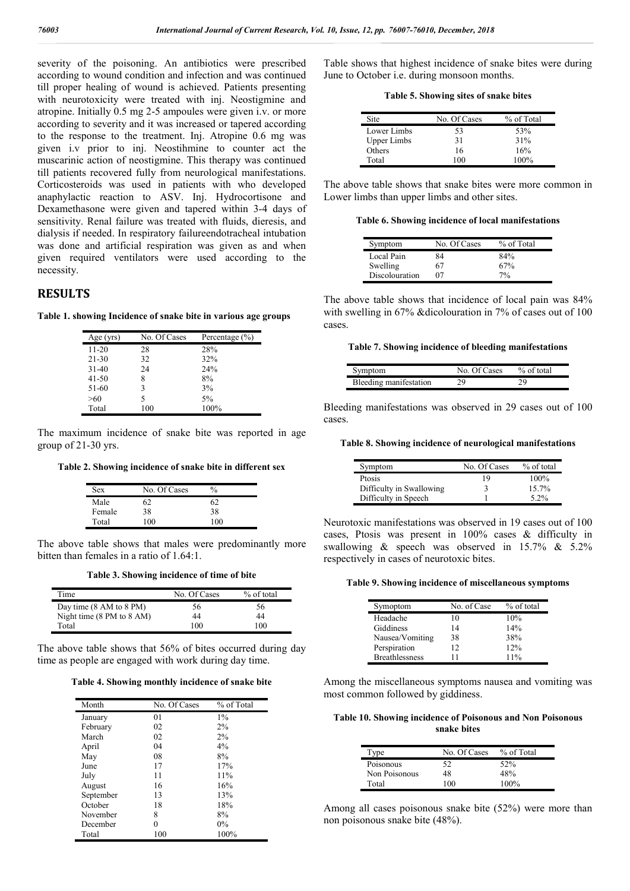severity of the poisoning. An antibiotics were prescribed according to wound condition and infection and was continued till proper healing of wound is achieved. Patients presenting with neurotoxicity were treated with inj. Neostigmine and atropine. Initially 0.5 mg 2-5 ampoules were given i.v. or more according to severity and it was increased or tapered according to the response to the treatment. Inj. Atropine 0.6 mg was given i.v prior to inj. Neostihmine to counter act the muscarinic action of neostigmine. This therapy was continued till patients recovered fully from neurological manifestations. Corticosteroids was used in patients with who developed anaphylactic reaction to ASV. Inj. Hydrocortisone and Dexamethasone were given and tapered within 3-4 days of sensitivity. Renal failure was treated with fluids, dieresis, and dialysis if needed. In respiratory failureendotracheal intubation was done and artificial respiration was given as and when given required ventilators were used according to the necessity.

## RESULTS

**Table 1. showing Incidence of snake bite in various age groups**

| Age (yrs) | No. Of Cases | Percentage (%) |
|---|---|---|
| 11-20 | 28 | 28% |
| 21-30 | 32 | 32% |
| 31-40 | 24 | 24% |
| 41-50 | 8 | 8% |
| 51-60 | 3 | 3% |
| >60 | 5 | 5% |
| Total | 100 | 100% |

The maximum incidence of snake bite was reported in age group of 21-30 yrs.

**Table 2. Showing incidence of snake bite in different sex**

| Sex | No. Of Cases | % |
|---|---|---|
| Male | 62 | 62 |
| Female | 38 | 38 |
| Total | 100 | 100 |

The above table shows that males were predominantly more bitten than females in a ratio of 1.64:1.

**Table 3. Showing incidence of time of bite**

| Time | No. Of Cases | % of total |
|---|---|---|
| Day time (8 AM to 8 PM) | 56 | 56 |
| Night time (8 PM to 8 AM) | 44 | 44 |
| Total | 100 | 100 |

The above table shows that 56% of bites occurred during day time as people are engaged with work during day time.

**Table 4. Showing monthly incidence of snake bite**

| Month | No. Of Cases | % of Total |
|---|---|---|
| January | 01 | 1% |
| February | 02 | 2% |
| March | 02 | 2% |
| April | 04 | 4% |
| May | 08 | 8% |
| June | 17 | 17% |
| July | 11 | 11% |
| August | 16 | 16% |
| September | 13 | 13% |
| October | 18 | 18% |
| November | 8 | 8% |
| December | 0 | 0% |
| Total | 100 | 100% |

Table shows that highest incidence of snake bites were during June to October i.e. during monsoon months.

**Table 5. Showing sites of snake bites**

| Site | No. Of Cases | % of Total |
|---|---|---|
| Lower Limbs | 53 | 53% |
| Upper Limbs | 31 | 31% |
| Others | 16 | 16% |
| Total | 100 | 100% |

The above table shows that snake bites were more common in Lower limbs than upper limbs and other sites.

**Table 6. Showing incidence of local manifestations**

| Symptom | No. Of Cases | % of Total |
|---|---|---|
| Local Pain | 84 | 84% |
| Swelling | 67 | 67% |
| Discolouration | 07 | 7% |

The above table shows that incidence of local pain was 84% with swelling in 67% &dicolouration in 7% of cases out of 100 cases.

**Table 7. Showing incidence of bleeding manifestations**

| Symptom | No. Of Cases | % of total |
|---|---|---|
| Bleeding manifestation | 29 | 29 |

Bleeding manifestations was observed in 29 cases out of 100 cases.

**Table 8. Showing incidence of neurological manifestations**

| Symptom | No. Of Cases | % of total |
|---|---|---|
| Ptosis | 19 | 100% |
| Difficulty in Swallowing | 3 | 15.7% |
| Difficulty in Speech | 1 | 5.2% |

Neurotoxic manifestations was observed in 19 cases out of 100 cases, Ptosis was present in 100% cases & difficulty in swallowing & speech was observed in 15.7% & 5.2% respectively in cases of neurotoxic bites.

**Table 9. Showing incidence of miscellaneous symptoms**

| Symoptom | No. of Case | % of total |
|---|---|---|
| Headache | 10 | 10% |
| Giddiness | 14 | 14% |
| Nausea/Vomiting | 38 | 38% |
| Perspiration | 12 | 12% |
| Breathlessness | 11 | 11% |

Among the miscellaneous symptoms nausea and vomiting was most common followed by giddiness.

**Table 10. Showing incidence of Poisonous and Non Poisonous snake bites**

| Type | No. Of Cases | % of Total |
|---|---|---|
| Poisonous | 52 | 52% |
| Non Poisonous | 48 | 48% |
| Total | 100 | 100% |

Among all cases poisonous snake bite (52%) were more than non poisonous snake bite (48%).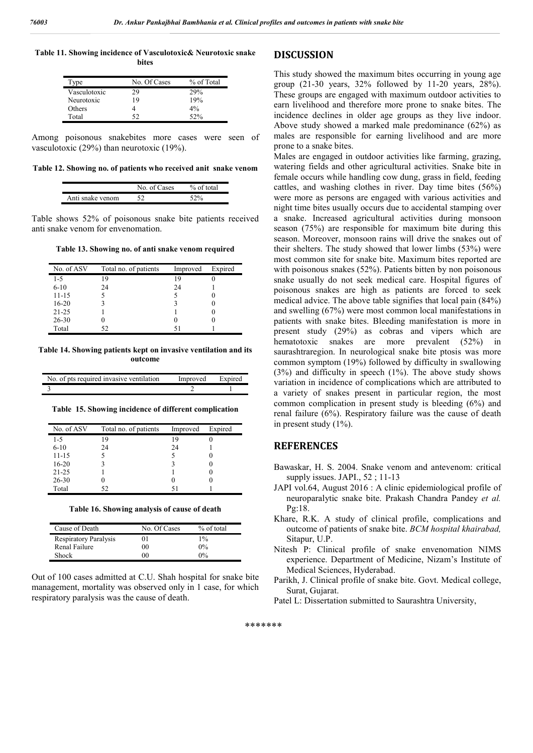**Table 11. Showing incidence of Vasculotoxic& Neurotoxic snake bites**

| Type | No. Of Cases | % of Total |
|---|---|---|
| Vasculotoxic | 29 | 29% |
| Neurotoxic | 19 | 19% |
| Others | 4 | 4% |
| Total | 52 | 52% |

Among poisonous snakebites more cases were seen of vasculotoxic (29%) than neurotoxic (19%).

**Table 12. Showing no. of patients who received anit snake venom**

| | No. of Cases | % of total |
|---|---|---|
| Anti snake venom | 52 | 52% |

Table shows 52% of poisonous snake bite patients received anti snake venom for envenomation.

**Table 13. Showing no. of anti snake venom required**

| No. of ASV | Total no. of patients | Improved | Expired |
|---|---|---|---|
| 1-5 | 19 | 19 | 0 |
| 6-10 | 24 | 24 | 1 |
| 11-15 | 5 | 5 | 0 |
| 16-20 | 3 | 3 | 0 |
| 21-25 | 1 | 1 | 0 |
| 26-30 | 0 | 0 | 0 |
| Total | 52 | 51 | 1 |

**Table 14. Showing patients kept on invasive ventilation and its outcome**

| No. of pts required invasive ventilation | Improved | Expired |
|---|---|---|
| 3 | 2 | 1 |

**Table 15. Showing incidence of different complication**

| No. of ASV | Total no. of patients | Improved | Expired |
|---|---|---|---|
| 1-5 | 19 | 19 | 0 |
| 6-10 | 24 | 24 | 1 |
| 11-15 | 5 | 5 | 0 |
| 16-20 | 3 | 3 | 0 |
| 21-25 | 1 | 1 | 0 |
| 26-30 | 0 | 0 | 0 |
| Total | 52 | 51 | 1 |

**Table 16. Showing analysis of cause of death**

| Cause of Death | No. Of Cases | % of total |
|---|---|---|
| Respiratory Paralysis | 01 | 1% |
| Renal Failure | 00 | 0% |
| Shock | 00 | 0% |

Out of 100 cases admitted at C.U. Shah hospital for snake bite management, mortality was observed only in 1 case, for which respiratory paralysis was the cause of death.

## DISCUSSION

This study showed the maximum bites occurring in young age group (21-30 years, 32% followed by 11-20 years, 28%). These groups are engaged with maximum outdoor activities to earn livelihood and therefore more prone to snake bites. The incidence declines in older age groups as they live indoor. Above study showed a marked male predominance (62%) as males are responsible for earning livelihood and are more prone to a snake bites.

Males are engaged in outdoor activities like farming, grazing, watering fields and other agricultural activities. Snake bite in female occurs while handling cow dung, grass in field, feeding cattles, and washing clothes in river. Day time bites (56%) were more as persons are engaged with various activities and night time bites usually occurs due to accidental stamping over a snake. Increased agricultural activities during monsoon season (75%) are responsible for maximum bite during this season. Moreover, monsoon rains will drive the snakes out of their shelters. The study showed that lower limbs (53%) were most common site for snake bite. Maximum bites reported are with poisonous snakes (52%). Patients bitten by non poisonous snake usually do not seek medical care. Hospital figures of poisonous snakes are high as patients are forced to seek medical advice. The above table signifies that local pain (84%) and swelling (67%) were most common local manifestations in patients with snake bites. Bleeding manifestation is more in present study (29%) as cobras and vipers which are hematotoxic snakes are more prevalent (52%) in saurashtraregion. In neurological snake bite ptosis was more common symptom (19%) followed by difficulty in swallowing (3%) and difficulty in speech (1%). The above study shows variation in incidence of complications which are attributed to a variety of snakes present in particular region, the most common complication in present study is bleeding (6%) and renal failure (6%). Respiratory failure was the cause of death in present study (1%).

## REFERENCES

- Bawaskar, H. S. 2004. Snake venom and antevenom: critical supply issues. JAPI., 52 ; 11-13
- JAPI vol.64, August 2016 : A clinic epidemiological profile of neuroparalytic snake bite. Prakash Chandra Pandey *et al.* Pg:18.
- Khare, R.K. A study of clinical profile, complications and outcome of patients of snake bite. *BCM hospital khairabad,* Sitapur, U.P.
- Nitesh P: Clinical profile of snake envenomation NIMS experience. Department of Medicine, Nizam's Institute of Medical Sciences, Hyderabad.
- Parikh, J. Clinical profile of snake bite. Govt. Medical college, Surat, Gujarat.
- Patel L: Dissertation submitted to Saurashtra University,

\*\*\*\*\*\*\*